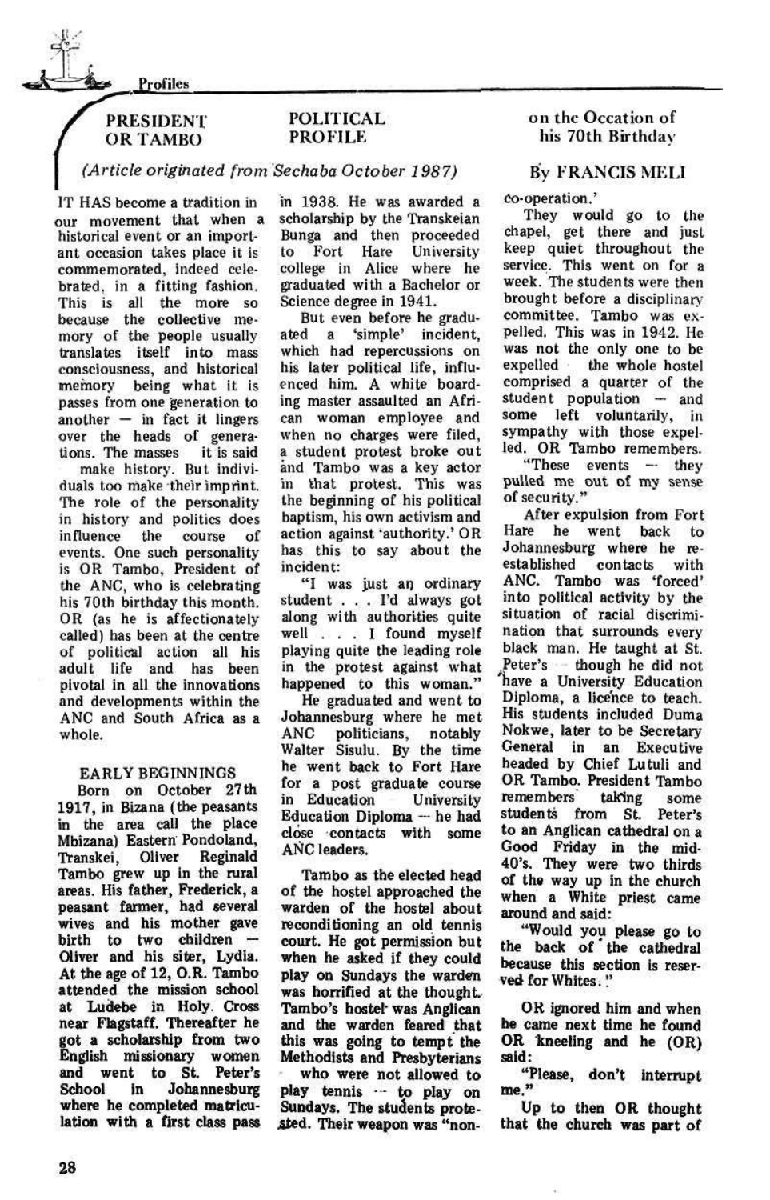Profiles

# PRESIDENT OR TAMBO — POLITICAL PROFILE — on the Occation of his 70th Birthday

*(Article originated from Sechaba October 1987)*

**By FRANCIS MELI**

IT HAS become a tradition in our movement that when a historical event or an important occasion takes place it is commemorated, indeed celebrated, in a fitting fashion. This is all the more so because the collective memory of the people usually translates itself into mass consciousness, and historical memory being what it is passes from one generation to another — in fact it lingers over the heads of generations. The masses it is said make history. But individuals too make their imprint. The role of the personality in history and politics does influence the course of events. One such personality is OR Tambo, President of the ANC, who is celebrating his 70th birthday this month. OR (as he is affectionately called) has been at the centre of political action all his adult life and has been pivotal in all the innovations and developments within the ANC and South Africa as a whole.

## EARLY BEGINNINGS

Born on October 27th 1917, in Bizana (the peasants in the area call the place Mbizana) Eastern Pondoland, Transkei, Oliver Reginald Tambo grew up in the rural areas. His father, Frederick, a peasant farmer, had several wives and his mother gave birth to two children — Oliver and his siter, Lydia. At the age of 12, O.R. Tambo attended the mission school at Ludebe in Holy Cross near Flagstaff. Thereafter he got a scholarship from two English missionary women and went to St. Peter's School in Johannesburg where he completed matriculation with a first class pass in 1938. He was awarded a scholarship by the Transkeian Bunga and then proceeded to Fort Hare University college in Alice where he graduated with a Bachelor or Science degree in 1941.

But even before he graduated a 'simple' incident, which had repercussions on his later political life, influenced him. A white boarding master assaulted an African woman employee and when no charges were filed, a student protest broke out and Tambo was a key actor in that protest. This was the beginning of his political baptism, his own activism and action against 'authority.' OR has this to say about the incident:

"I was just an ordinary student . . . I'd always got along with authorities quite well . . . I found myself playing quite the leading role in the protest against what happened to this woman."

He graduated and went to Johannesburg where he met ANC politicians, notably Walter Sisulu. By the time he went back to Fort Hare for a post graduate course in Education — University Education Diploma — he had close contacts with some ANC leaders.

Tambo as the elected head of the hostel approached the warden of the hostel about reconditioning an old tennis court. He got permission but when he asked if they could play on Sundays the warden was horrified at the thought. Tambo's hostel was Anglican and the warden feared that this was going to tempt the Methodists and Presbyterians who were not allowed to play tennis — to play on Sundays. The students protested. Their weapon was "non-co-operation.'

They would go to the chapel, get there and just keep quiet throughout the service. This went on for a week. The students were then brought before a disciplinary committee. Tambo was expelled. This was in 1942. He was not the only one to be expelled the whole hostel comprised a quarter of the student population — and some left voluntarily, in sympathy with those expelled. OR Tambo remembers.

"These events — they pulled me out of my sense of security."

After expulsion from Fort Hare he went back to Johannesburg where he re-established contacts with ANC. Tambo was 'forced' into political activity by the situation of racial discrimination that surrounds every black man. He taught at St. Peter's — though he did not have a University Education Diploma, a licence to teach. His students included Duma Nokwe, later to be Secretary General in an Executive headed by Chief Lutuli and OR Tambo. President Tambo remembers taking some students from St. Peter's to an Anglican cathedral on a Good Friday in the mid-40's. They were two thirds of the way up in the church when a White priest came around and said:

"Would you please go to the back of the cathedral because this section is reserved for Whites."

OR ignored him and when he came next time he found OR kneeling and he (OR) said:

"Please, don't interrupt me."

Up to then OR thought that the church was part of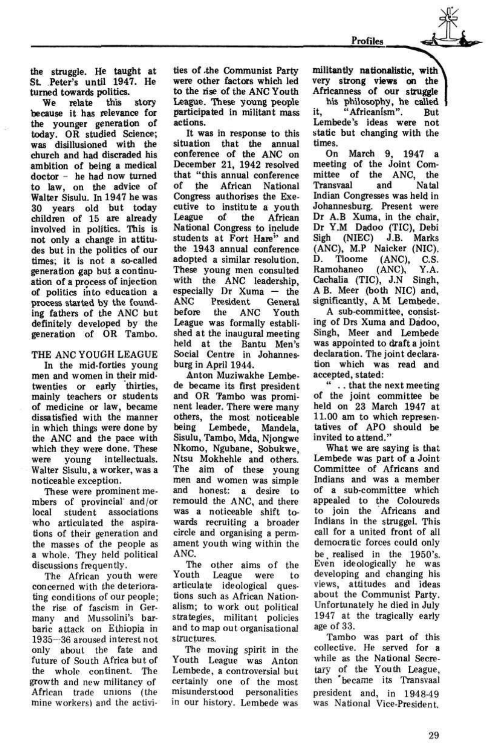the struggle. He taught at St. Peter's until 1947. He turned towards politics.

We relate this story because it has relevance for the younger generation of today. OR studied Science; was disillusioned with the church and had discraded his ambition of being a medical doctor – he had now turned to law, on the advice of Walter Sisulu. In 1947 he was 30 years old but today children of 15 are already involved in politics. This is not only a change in attitudes but in the politics of our times; it is not a so-called generation gap but a continuation of a process of injection of politics into education a process started by the founding fathers of the ANC but definitely developed by the generation of OR Tambo.

## THE ANC YOUGH LEAGUE

In the mid-forties young men and women in their mid-twenties or early thirties, mainly teachers or students of medicine or law, became dissatisfied with the manner in which things were done by the ANC and the pace with which they were done. These were young intellectuals. Walter Sisulu, a worker, was a noticeable exception.

These were prominent members of provincial and/or local student associations who articulated the aspirations of their generation and the masses of the people as a whole. They held political discussions frequently.

The African youth were concerned with the deteriorating conditions of our people; the rise of fascism in Germany and Mussolini's barbaric attack on Ethiopia in 1935–36 aroused interest not only about the fate and future of South Africa but of the whole continent. The growth and new militancy of African trade unions (the mine workers) and the activities of the Communist Party were other factors which led to the rise of the ANC Youth League. These young people participated in militant mass actions.

It was in response to this situation that the annual conference of the ANC on December 21, 1942 resolved that "this annual conference of the African National Congress authorises the Executive to institute a youth League of the African National Congress to include students at Fort Hare" and the 1943 annual conference adopted a similar resolution. These young men consulted with the ANC leadership, especially Dr Xuma — the ANC President General before the ANC Youth League was formally established at the inaugural meeting held at the Bantu Men's Social Centre in Johannesburg in April 1944.

Anton Muziwakhe Lembede became its first president and OR Tambo was prominent leader. There were many others, the most noticeable being Lembede, Mandela, Sisulu, Tambo, Mda, Njongwe Nkomo, Ngubane, Sobukwe, Ntsu Mokhehle and others. The aim of these young men and women was simple and honest: a desire to remould the ANC, and there was a noticeable shift towards recruiting a broader circle and organising a permament youth wing within the ANC.

The other aims of the Youth League were to articulate ideological questions such as African Nationalism; to work out political strategies, militant policies and to map out organisational structures.

The moving spirit in the Youth League was Anton Lembede, a controversial but certainly one of the most misunderstood personalities in our history. Lembede was militantly nationalistic, with very strong views on the Africanness of our struggle his philosophy, he called it, "Africanism". But Lembede's ideas were not static but changing with the times.

On March 9, 1947 a meeting of the Joint Committee of the ANC, the Transvaal and Natal Indian Congresses was held in Johannesburg. Present were Dr A.B Xuma, in the chair, Dr Y.M Dadoo (TIC), Debi Sigh (NIEC) J.B. Marks (ANC), M.P Naicker (NIC), D. Tloome (ANC), C.S. Ramohaneo (ANC), Y.A. Cachalia (TIC), J.N Singh, A B. Meer (both NIC) and, significantly, A M Lembede.

A sub-committee, consisting of Drs Xuma and Dadoo, Singh, Meer and Lembede was appointed to draft a joint declaration. The joint declaration which was read and accepted, stated:

" . . that the next meeting of the joint committee be held on 23 March 1947 at 11.00 am to which representatives of APO should be invited to attend."

What we are saying is that Lembede was part of a Joint Committee of Africans and Indians and was a member of a sub-committee which appealed to the Coloureds to join the Africans and Indians in the struggel. This call for a united front of all democratic forces could only be realised in the 1950's. Even ideologically he was developing and changing his views, attitudes and ideas about the Communist Party. Unfortunately he died in July 1947 at the tragically early age of 33.

Tambo was part of this collective. He served for a while as the National Secretary of the Youth League, then became its Transvaal president and, in 1948-49 was National Vice-President.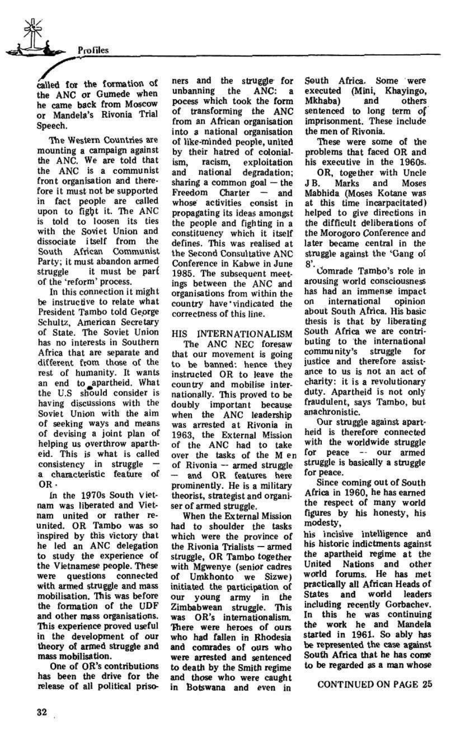called for the formation of the ANC or Gumede when he came back from Moscow or Mandela's Rivonia Trial Speech.

The Western Countries are mounting a campaign against the ANC. We are told that the ANC is a communist front organisation and therefore it must not be supported in fact people are called upon to fight it. The ANC is told to loosen its ties with the Soviet Union and dissociate itself from the South African Communist Party; it must abandon armed struggle it must be part of the 'reform' process.

In this connection it might be instructive to relate what President Tambo told George Schultz, American Secretary of State. The Soviet Union has no interests in Southern Africa that are separate and different from those of the rest of humanity. It wants an end to apartheid. What the U.S should consider is having discussions with the Soviet Union with the aim of seeking ways and means of devising a joint plan of helping us overthrow apartheid. This is what is called consistency in struggle — a characteristic feature of OR.

In the 1970s South Vietnam was liberated and Vietnam united or rather reunited. OR Tambo was so inspired by this victory that he led an ANC delegation to study the experience of the Vietnamese people. These were questions connected with armed struggle and mass mobilisation. This was before the formation of the UDF and other mass organisations. This experience proved useful in the development of our theory of armed struggle and mass mobilisation.

One of OR's contributions has been the drive for the release of all political prisoners and the struggle for unbanning the ANC: a pocess which took the form of transforming the ANC from an African organisation into a national organisation of like-minded people, united by their hatred of colonialism, racism, exploitation and national degradation; sharing a common goal — the Freedom Charter — and whose activities consist in propagating its ideas amongst the people and fighting in a constituency which it itself defines. This was realised at the Second Consultative ANC Conference in Kabwe in June 1985. The subsequent meetings between the ANC and organisations from within the country have vindicated the correctness of this line.

## HIS INTERNATIONALISM

The ANC NEC foresaw that our movement is going to be banned: hence they instructed OR to leave the country and mobilise internationally. This proved to be doubly important because when the ANC leadership was arrested at Rivonia in 1963, the External Mission of the ANC had to take over the tasks of the Men of Rivonia — armed struggle — and OR features here prominently. He is a military theorist, strategist and organiser of armed struggle.

When the External Mission had to shoulder the tasks which were the province of the Rivonia Trialists — armed struggle, OR Tambo together with Mgwenye (senior cadres of Umkhonto we Sizwe) initiated the participation of our young army in the Zimbabwean struggle. This was OR's internationalism. There were heroes of ours who had fallen in Rhodesia and comrades of ours who were arrested and sentenced to death by the Smith regime and those who were caught in Botswana and even in South Africa. Some were executed (Mini, Khayingo, Mkhaba) and others sentenced to long term of imprisonment. These include the men of Rivonia.

These were some of the problems that faced OR and his executive in the 1960s.

OR, together with Uncle J B. Marks and Moses Mabhida (Moses Kotane was at this time incarpacitated) helped to give directions in the difficult deliberations of the Morogoro Conference and later became central in the struggle against the 'Gang of 8'.

Comrade Tambo's role in arousing world consciousness has had an immense impact on international opinion about South Africa. His basic thesis is that by liberating South Africa we are contributing to the international community's struggle for justice and therefore assistance to us is not an act of charity: it is a revolutionary duty. Apartheid is not only fraudulent, says Tambo, but anachronistic.

Our struggle against apartheid is therefore connected with the worldwide struggle for peace -- our armed struggle is basically a struggle for peace.

Since coming out of South Africa in 1960, he has earned the respect of many world figures by his honesty, his modesty,

his incisive intelligence and his historic indictments against the apartheid regime at the United Nations and other world forums. He has met practically all African Heads of States and world leaders including recently Gorbachev. In this he was continuing the work he and Mandela started in 1961. So ably has be represented the case against South Africa that he has come to be regarded as a man whose

CONTINUED ON PAGE 25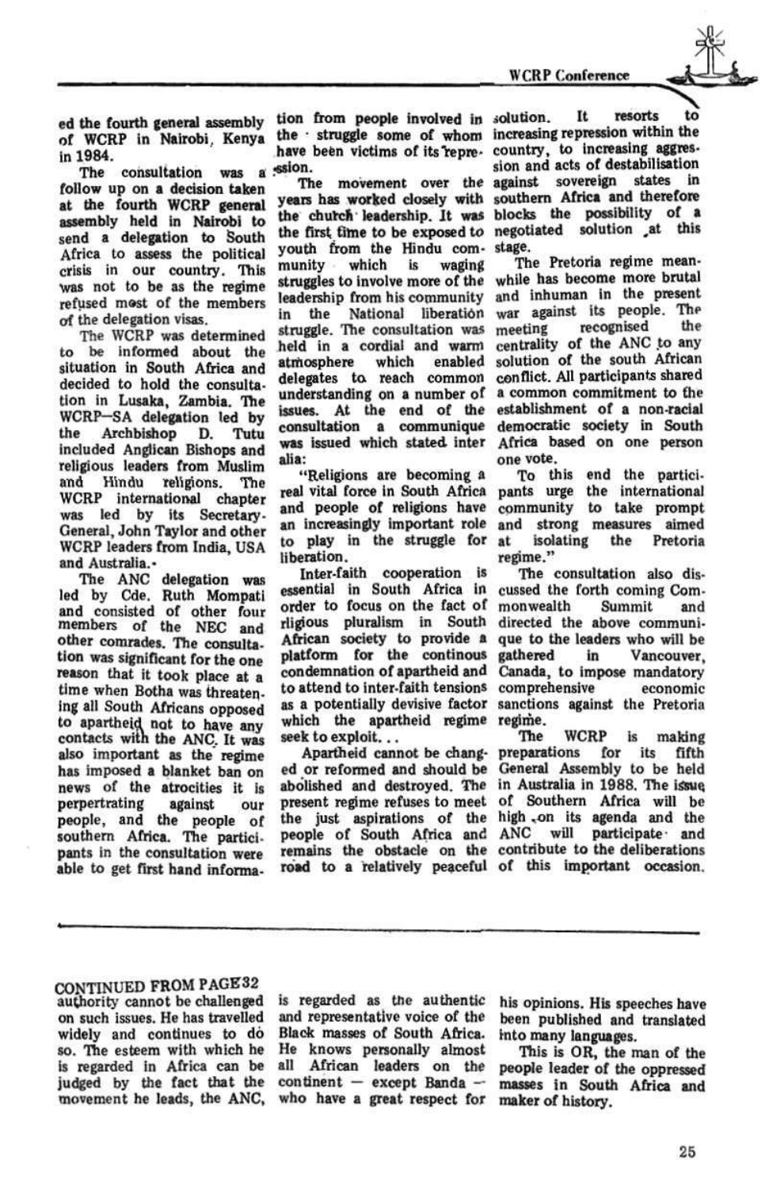ed the fourth general assembly of WCRP in Nairobi, Kenya in 1984.

The consultation was a follow up on a decision taken at the fourth WCRP general assembly held in Nairobi to send a delegation to South Africa to assess the political crisis in our country. This was not to be as the regime refused most of the members of the delegation visas.

The WCRP was determined to be informed about the situation in South Africa and decided to hold the consultation in Lusaka, Zambia. The WCRP—SA delegation led by the Archbishop D. Tutu included Anglican Bishops and religious leaders from Muslim and Hindu religions. The WCRP international chapter was led by its Secretary-General, John Taylor and other WCRP leaders from India, USA and Australia.

The ANC delegation was led by Cde. Ruth Mompati and consisted of other four members of the NEC and other comrades. The consultation was significant for the one reason that it took place at a time when Botha was threatening all South Africans opposed to apartheid not to have any contacts with the ANC. It was also important as the regime has imposed a blanket ban on news of the atrocities it is perpertrating against our people, and the people of southern Africa. The participants in the consultation were able to get first hand information from people involved in the struggle some of whom have been victims of its repression.

The movement over the years has worked closely with the church leadership. It was the first time to be exposed to youth from the Hindu community which is waging struggles to involve more of the leadership from his community in the National liberation struggle. The consultation was held in a cordial and warm atmosphere which enabled delegates to reach common understanding on a number of issues. At the end of the consultation a communique was issued which stated inter alia:

"Religions are becoming a real vital force in South Africa and people of religions have an increasingly important role to play in the struggle for liberation.

Inter-faith cooperation is essential in South Africa in order to focus on the fact of rligious pluralism in South African society to provide a platform for the continous condemnation of apartheid and to attend to inter-faith tensions as a potentially devisive factor which the apartheid regime seek to exploit...

Apartheid cannot be changed or reformed and should be abolished and destroyed. The present regime refuses to meet the just aspirations of the people of South Africa and remains the obstacle on the road to a relatively peaceful solution. It resorts to increasing repression within the country, to increasing aggression and acts of destabilisation against sovereign states in southern Africa and therefore blocks the possibility of a negotiated solution at this stage.

The Pretoria regime meanwhile has become more brutal and inhuman in the present war against its people. The meeting recognised the centrality of the ANC to any solution of the south African conflict. All participants shared a common commitment to the establishment of a non-racial democratic society in South Africa based on one person one vote.

To this end the participants urge the international community to take prompt and strong measures aimed at isolating the Pretoria regime."

The consultation also discussed the forth coming Commonwealth Summit and directed the above communique to the leaders who will be gathered in Vancouver, Canada, to impose mandatory comprehensive economic sanctions against the Pretoria regime.

The WCRP is making preparations for its fifth General Assembly to be held in Australia in 1988. The issue of Southern Africa will be high on its agenda and the ANC will participate and contribute to the deliberations of this important occasion.

---

CONTINUED FROM PAGE 32

authority cannot be challenged on such issues. He has travelled widely and continues to do so. The esteem with which he is regarded in Africa can be judged by the fact that the movement he leads, the ANC, is regarded as the authentic and representative voice of the Black masses of South Africa. He knows personally almost all African leaders on the continent — except Banda — who have a great respect for his opinions. His speeches have been published and translated into many languages.

This is OR, the man of the people leader of the oppressed masses in South Africa and maker of history.